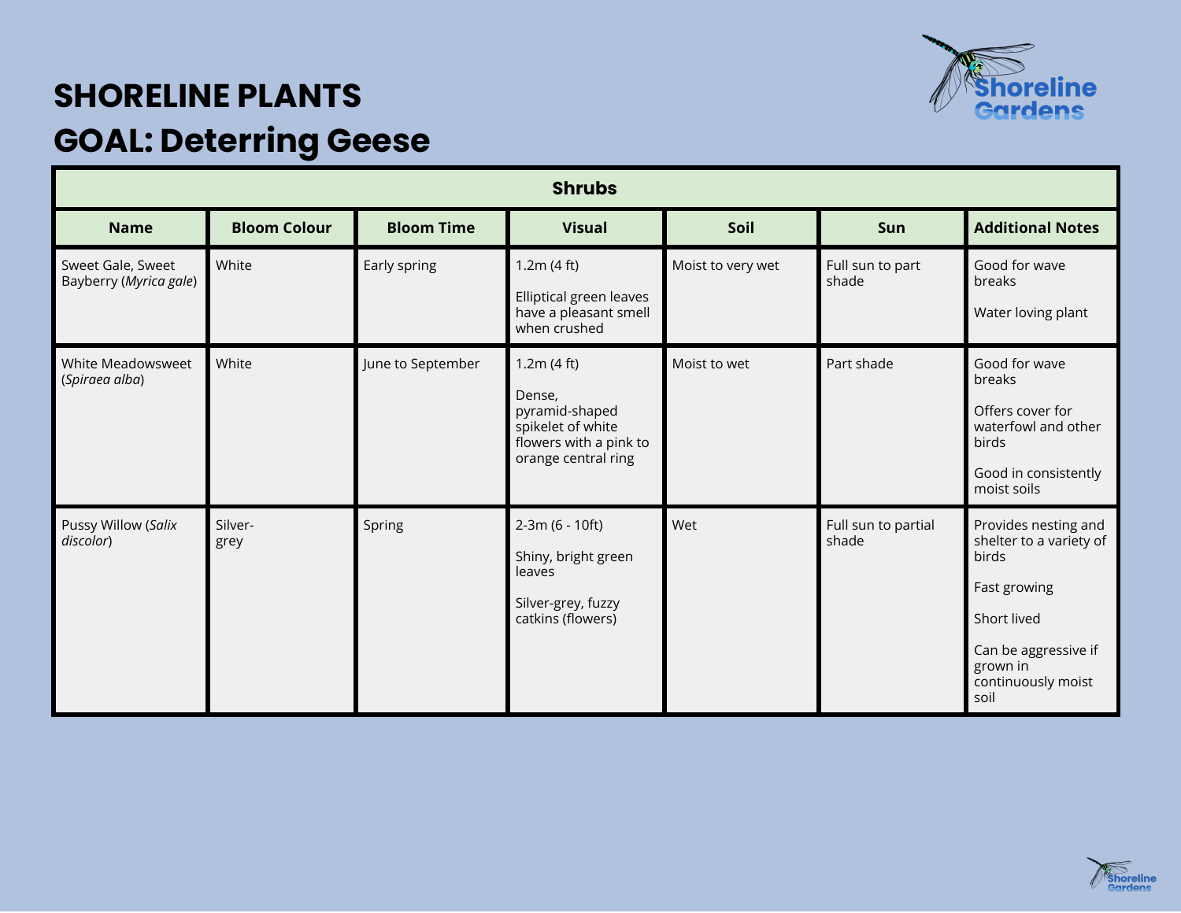# SHORELINE PLANTS

# GOAL: Deterring Geese

| Shrubs | | | | | | |
|---|---|---|---|---|---|---|
| **Name** | **Bloom Colour** | **Bloom Time** | **Visual** | **Soil** | **Sun** | **Additional Notes** |
| Sweet Gale, Sweet Bayberry (*Myrica gale*) | White | Early spring | 1.2m (4 ft)<br><br>Elliptical green leaves have a pleasant smell when crushed | Moist to very wet | Full sun to part shade | Good for wave breaks<br><br>Water loving plant |
| White Meadowsweet (*Spiraea alba*) | White | June to September | 1.2m (4 ft)<br><br>Dense, pyramid-shaped spikelet of white flowers with a pink to orange central ring | Moist to wet | Part shade | Good for wave breaks<br><br>Offers cover for waterfowl and other birds<br><br>Good in consistently moist soils |
| Pussy Willow (*Salix discolor*) | Silver-grey | Spring | 2-3m (6 - 10ft)<br><br>Shiny, bright green leaves<br><br>Silver-grey, fuzzy catkins (flowers) | Wet | Full sun to partial shade | Provides nesting and shelter to a variety of birds<br><br>Fast growing<br><br>Short lived<br><br>Can be aggressive if grown in continuously moist soil |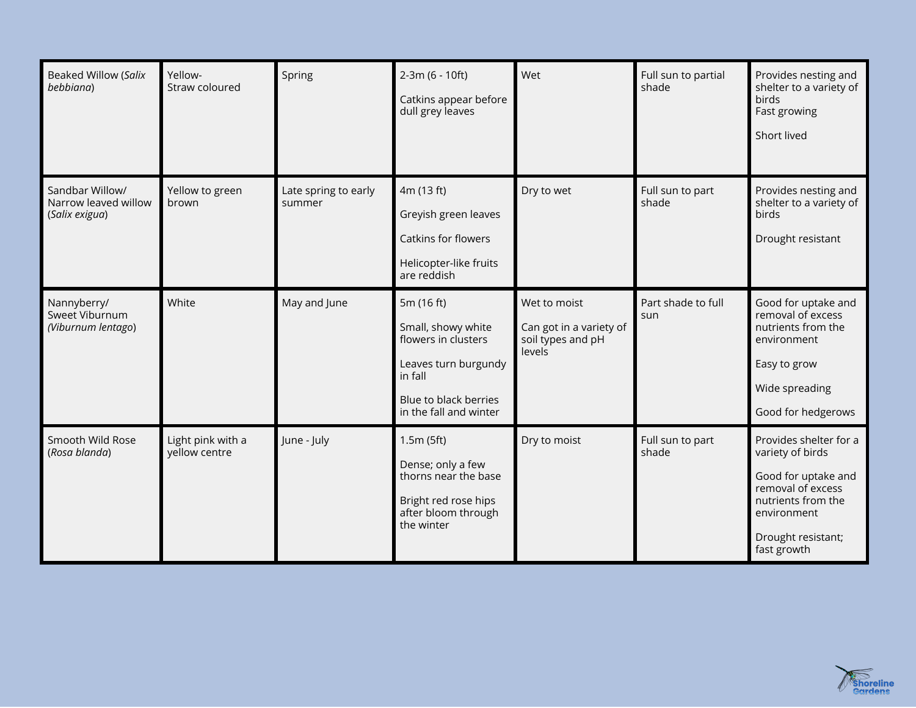| Beaked Willow (*Salix bebbiana*) | Yellow-<br>Straw coloured | Spring | 2-3m (6 - 10ft)<br><br>Catkins appear before dull grey leaves | Wet | Full sun to partial shade | Provides nesting and shelter to a variety of birds<br>Fast growing<br><br>Short lived |
|---|---|---|---|---|---|---|
| Sandbar Willow/ Narrow leaved willow (*Salix exigua*) | Yellow to green brown | Late spring to early summer | 4m (13 ft)<br><br>Greyish green leaves<br><br>Catkins for flowers<br><br>Helicopter-like fruits are reddish | Dry to wet | Full sun to part shade | Provides nesting and shelter to a variety of birds<br><br>Drought resistant |
| Nannyberry/ Sweet Viburnum *(Viburnum lentago*) | White | May and June | 5m (16 ft)<br><br>Small, showy white flowers in clusters<br><br>Leaves turn burgundy in fall<br><br>Blue to black berries in the fall and winter | Wet to moist<br><br>Can got in a variety of soil types and pH levels | Part shade to full sun | Good for uptake and removal of excess nutrients from the environment<br><br>Easy to grow<br><br>Wide spreading<br><br>Good for hedgerows |
| Smooth Wild Rose (*Rosa blanda*) | Light pink with a yellow centre | June - July | 1.5m (5ft)<br><br>Dense; only a few thorns near the base<br><br>Bright red rose hips after bloom through the winter | Dry to moist | Full sun to part shade | Provides shelter for a variety of birds<br><br>Good for uptake and removal of excess nutrients from the environment<br><br>Drought resistant; fast growth |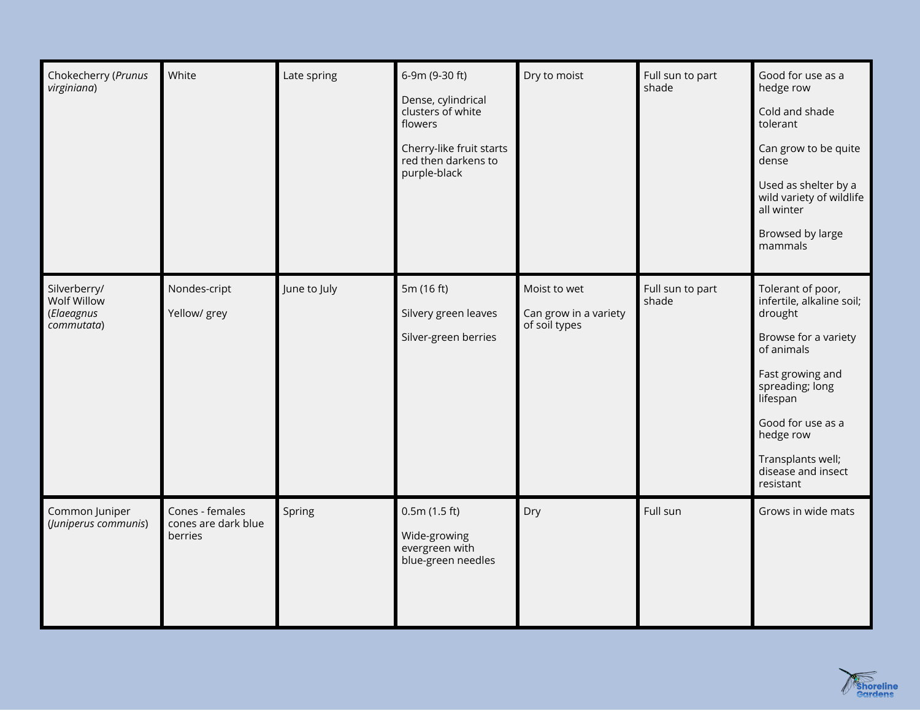| | | | | | | |
|---|---|---|---|---|---|---|
| Chokecherry (*Prunus virginiana*) | White | Late spring | 6-9m (9-30 ft)<br><br>Dense, cylindrical clusters of white flowers<br><br>Cherry-like fruit starts red then darkens to purple-black | Dry to moist | Full sun to part shade | Good for use as a hedge row<br><br>Cold and shade tolerant<br><br>Can grow to be quite dense<br><br>Used as shelter by a wild variety of wildlife all winter<br><br>Browsed by large mammals |
| Silverberry/ Wolf Willow (*Elaeagnus commutata*) | Nondes-cript<br><br>Yellow/ grey | June to July | 5m (16 ft)<br><br>Silvery green leaves<br><br>Silver-green berries | Moist to wet<br><br>Can grow in a variety of soil types | Full sun to part shade | Tolerant of poor, infertile, alkaline soil; drought<br><br>Browse for a variety of animals<br><br>Fast growing and spreading; long lifespan<br><br>Good for use as a hedge row<br><br>Transplants well; disease and insect resistant |
| Common Juniper (*Juniperus communis*) | Cones - females cones are dark blue berries | Spring | 0.5m (1.5 ft)<br><br>Wide-growing evergreen with blue-green needles | Dry | Full sun | Grows in wide mats |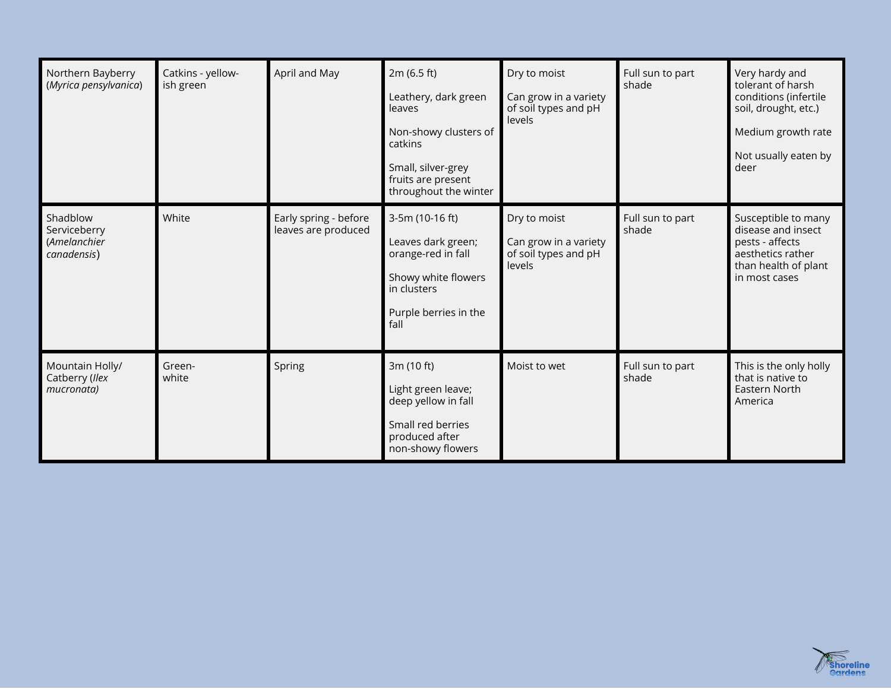| | | | | | | |
|---|---|---|---|---|---|---|
| Northern Bayberry (*Myrica pensylvanica*) | Catkins - yellow-ish green | April and May | 2m (6.5 ft)<br><br>Leathery, dark green leaves<br><br>Non-showy clusters of catkins<br><br>Small, silver-grey fruits are present throughout the winter | Dry to moist<br><br>Can grow in a variety of soil types and pH levels | Full sun to part shade | Very hardy and tolerant of harsh conditions (infertile soil, drought, etc.)<br><br>Medium growth rate<br><br>Not usually eaten by deer |
| Shadblow Serviceberry (*Amelanchier canadensis*) | White | Early spring - before leaves are produced | 3-5m (10-16 ft)<br><br>Leaves dark green; orange-red in fall<br><br>Showy white flowers in clusters<br><br>Purple berries in the fall | Dry to moist<br><br>Can grow in a variety of soil types and pH levels | Full sun to part shade | Susceptible to many disease and insect pests - affects aesthetics rather than health of plant in most cases |
| Mountain Holly/ Catberry (*Ilex mucronata)* | Green-white | Spring | 3m (10 ft)<br><br>Light green leave; deep yellow in fall<br><br>Small red berries produced after non-showy flowers | Moist to wet | Full sun to part shade | This is the only holly that is native to Eastern North America |